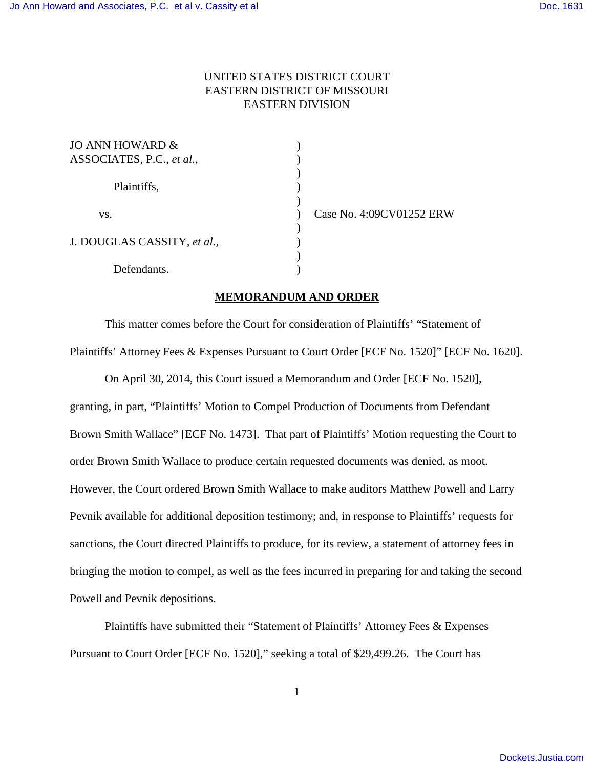UNITED STATES DISTRICT COURT
EASTERN DISTRICT OF MISSOURI
EASTERN DIVISION

| | | |
|---|---|---|
| JO ANN HOWARD & ASSOCIATES, P.C., *et al.*, | ) | |
| Plaintiffs, | ) | |
| vs. | ) | Case No. 4:09CV01252 ERW |
| J. DOUGLAS CASSITY, *et al.*, | ) | |
| Defendants. | ) | |

**MEMORANDUM AND ORDER**

This matter comes before the Court for consideration of Plaintiffs' "Statement of Plaintiffs' Attorney Fees & Expenses Pursuant to Court Order [ECF No. 1520]" [ECF No. 1620].

On April 30, 2014, this Court issued a Memorandum and Order [ECF No. 1520], granting, in part, "Plaintiffs' Motion to Compel Production of Documents from Defendant Brown Smith Wallace" [ECF No. 1473]. That part of Plaintiffs' Motion requesting the Court to order Brown Smith Wallace to produce certain requested documents was denied, as moot. However, the Court ordered Brown Smith Wallace to make auditors Matthew Powell and Larry Pevnik available for additional deposition testimony; and, in response to Plaintiffs' requests for sanctions, the Court directed Plaintiffs to produce, for its review, a statement of attorney fees in bringing the motion to compel, as well as the fees incurred in preparing for and taking the second Powell and Pevnik depositions.

Plaintiffs have submitted their "Statement of Plaintiffs' Attorney Fees & Expenses Pursuant to Court Order [ECF No. 1520]," seeking a total of $29,499.26. The Court has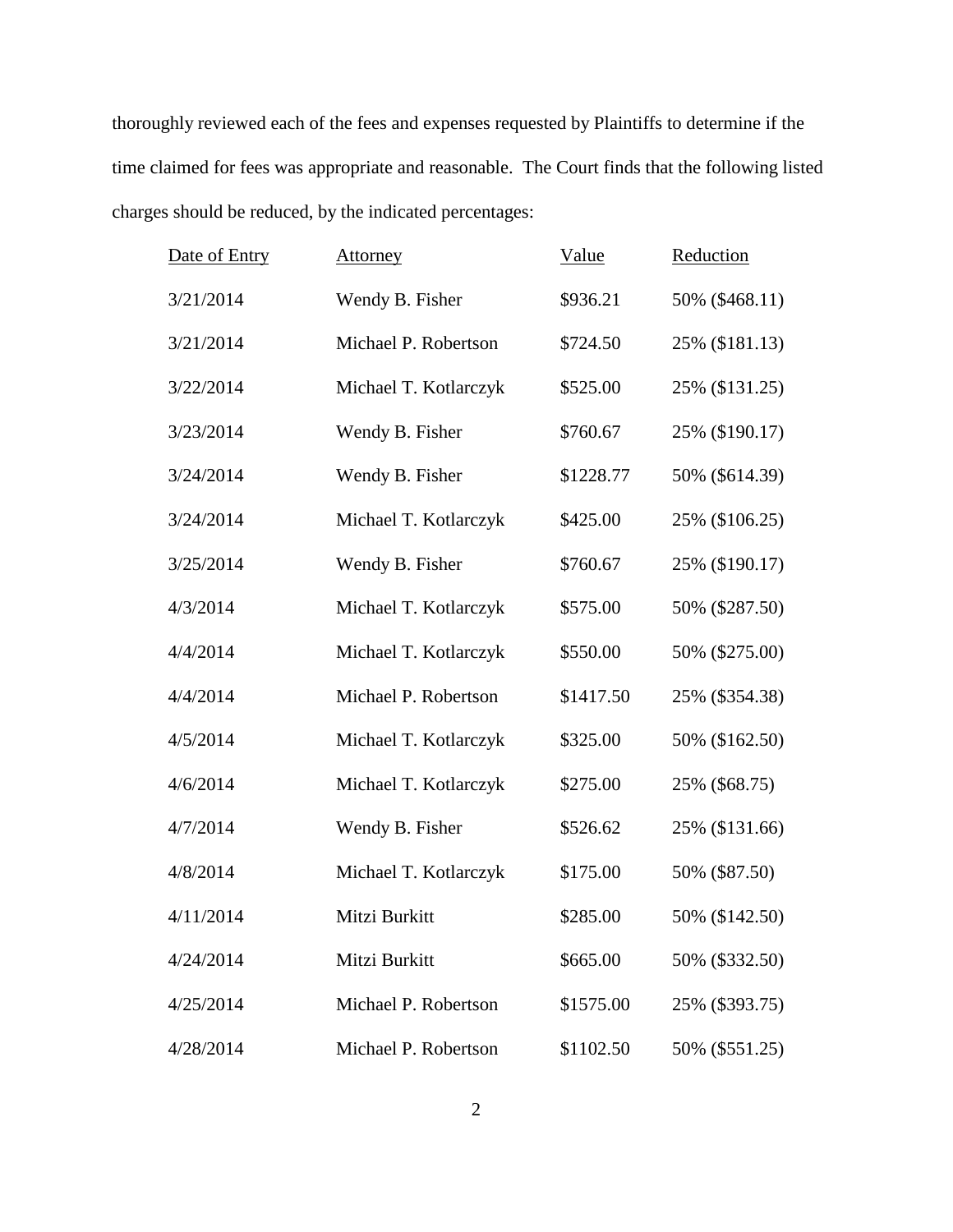thoroughly reviewed each of the fees and expenses requested by Plaintiffs to determine if the time claimed for fees was appropriate and reasonable. The Court finds that the following listed charges should be reduced, by the indicated percentages:

| Date of Entry | Attorney | Value | Reduction |
|---|---|---|---|
| 3/21/2014 | Wendy B. Fisher | $936.21 | 50% ($468.11) |
| 3/21/2014 | Michael P. Robertson | $724.50 | 25% ($181.13) |
| 3/22/2014 | Michael T. Kotlarczyk | $525.00 | 25% ($131.25) |
| 3/23/2014 | Wendy B. Fisher | $760.67 | 25% ($190.17) |
| 3/24/2014 | Wendy B. Fisher | $1228.77 | 50% ($614.39) |
| 3/24/2014 | Michael T. Kotlarczyk | $425.00 | 25% ($106.25) |
| 3/25/2014 | Wendy B. Fisher | $760.67 | 25% ($190.17) |
| 4/3/2014 | Michael T. Kotlarczyk | $575.00 | 50% ($287.50) |
| 4/4/2014 | Michael T. Kotlarczyk | $550.00 | 50% ($275.00) |
| 4/4/2014 | Michael P. Robertson | $1417.50 | 25% ($354.38) |
| 4/5/2014 | Michael T. Kotlarczyk | $325.00 | 50% ($162.50) |
| 4/6/2014 | Michael T. Kotlarczyk | $275.00 | 25% ($68.75) |
| 4/7/2014 | Wendy B. Fisher | $526.62 | 25% ($131.66) |
| 4/8/2014 | Michael T. Kotlarczyk | $175.00 | 50% ($87.50) |
| 4/11/2014 | Mitzi Burkitt | $285.00 | 50% ($142.50) |
| 4/24/2014 | Mitzi Burkitt | $665.00 | 50% ($332.50) |
| 4/25/2014 | Michael P. Robertson | $1575.00 | 25% ($393.75) |
| 4/28/2014 | Michael P. Robertson | $1102.50 | 50% ($551.25) |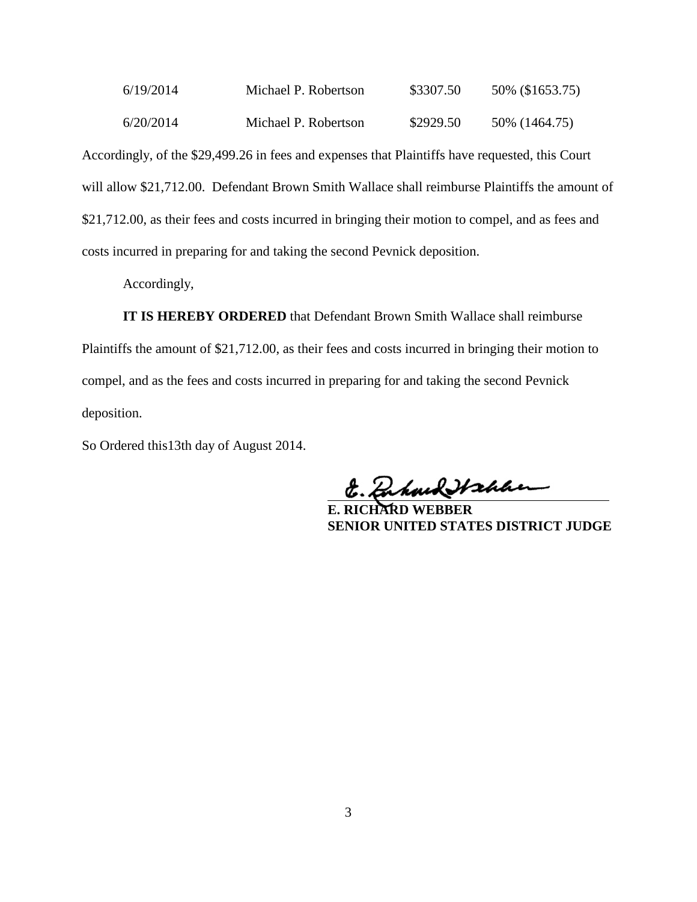| | | | |
|---|---|---|---|
| 6/19/2014 | Michael P. Robertson | \$3307.50 | 50% (\$1653.75) |
| 6/20/2014 | Michael P. Robertson | \$2929.50 | 50% (1464.75) |

Accordingly, of the \$29,499.26 in fees and expenses that Plaintiffs have requested, this Court will allow \$21,712.00. Defendant Brown Smith Wallace shall reimburse Plaintiffs the amount of \$21,712.00, as their fees and costs incurred in bringing their motion to compel, and as fees and costs incurred in preparing for and taking the second Pevnick deposition.

Accordingly,

**IT IS HEREBY ORDERED** that Defendant Brown Smith Wallace shall reimburse Plaintiffs the amount of \$21,712.00, as their fees and costs incurred in bringing their motion to compel, and as the fees and costs incurred in preparing for and taking the second Pevnick deposition.

So Ordered this13th day of August 2014.

**E. RICHARD WEBBER**
**SENIOR UNITED STATES DISTRICT JUDGE**